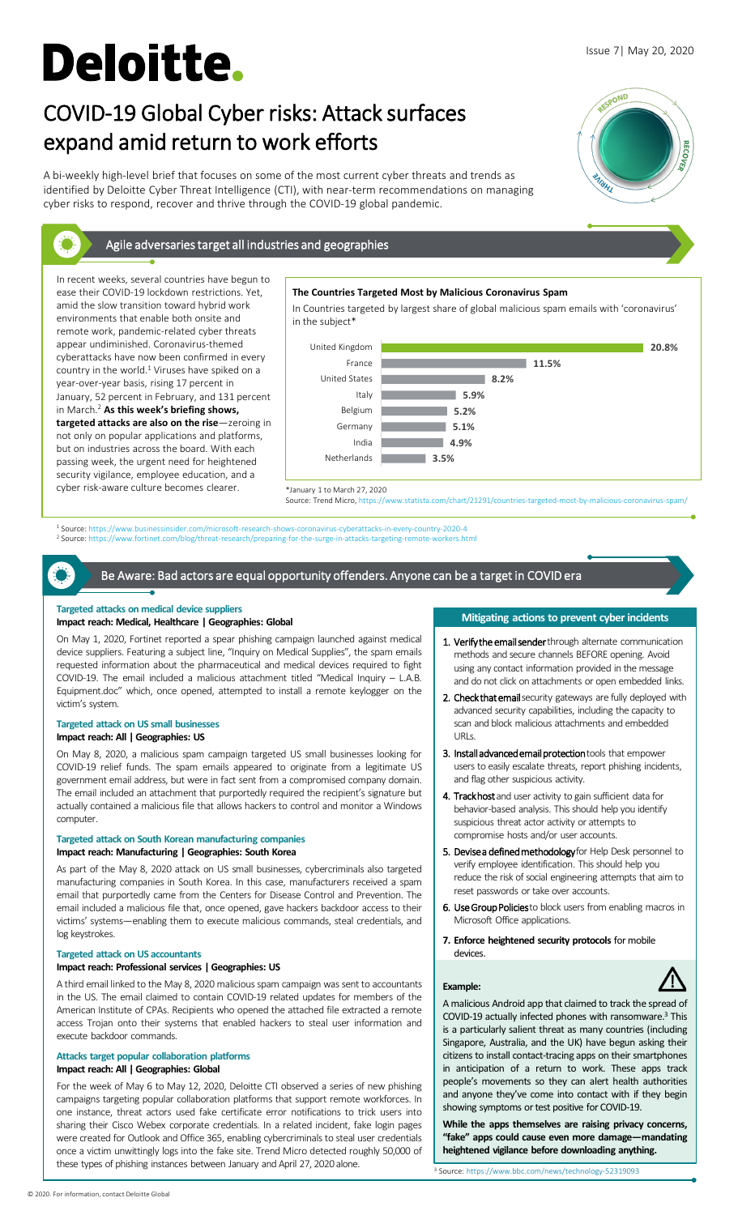# Deloitte.

Issue 7| May 20, 2020

# COVID-19 Global Cyber risks: Attack surfaces expand amid return to work efforts

A bi-weekly high-level brief that focuses on some of the most current cyber threats and trends as identified by Deloitte Cyber Threat Intelligence (CTI), with near-term recommendations on managing cyber risks to respond, recover and thrive through the COVID-19 global pandemic.

## Agile adversaries target all industries and geographies

In recent weeks, several countries have begun to ease their COVID-19 lockdown restrictions. Yet, amid the slow transition toward hybrid work environments that enable both onsite and remote work, pandemic-related cyber threats appear undiminished. Coronavirus-themed cyberattacks have now been confirmed in every country in the world.[1] Viruses have spiked on a year-over-year basis, rising 17 percent in January, 52 percent in February, and 131 percent in March.[2] **As this week's briefing shows, targeted attacks are also on the rise**—zeroing in not only on popular applications and platforms, but on industries across the board. With each passing week, the urgent need for heightened security vigilance, employee education, and a cyber risk-aware culture becomes clearer.

**The Countries Targeted Most by Malicious Coronavirus Spam**

In Countries targeted by largest share of global malicious spam emails with 'coronavirus' in the subject*

| Country | Share |
|---|---|
| United Kingdom | 20.8% |
| France | 11.5% |
| United States | 8.2% |
| Italy | 5.9% |
| Belgium | 5.2% |
| Germany | 5.1% |
| India | 4.9% |
| Netherlands | 3.5% |

*January 1 to March 27, 2020

Source: Trend Micro, https://www.statista.com/chart/21291/countries-targeted-most-by-malicious-coronavirus-spam/

[1] Source: https://www.businessinsider.com/microsoft-research-shows-coronavirus-cyberattacks-in-every-country-2020-4

[2] Source: https://www.fortinet.com/blog/threat-research/preparing-for-the-surge-in-attacks-targeting-remote-workers.html

## Be Aware: Bad actors are equal opportunity offenders. Anyone can be a target in COVID era

### Targeted attacks on medical device suppliers

**Impact reach: Medical, Healthcare | Geographies: Global**

On May 1, 2020, Fortinet reported a spear phishing campaign launched against medical device suppliers. Featuring a subject line, "Inquiry on Medical Supplies", the spam emails requested information about the pharmaceutical and medical devices required to fight COVID-19. The email included a malicious attachment titled "Medical Inquiry – L.A.B. Equipment.doc" which, once opened, attempted to install a remote keylogger on the victim's system.

### Targeted attack on US small businesses

**Impact reach: All | Geographies: US**

On May 8, 2020, a malicious spam campaign targeted US small businesses looking for COVID-19 relief funds. The spam emails appeared to originate from a legitimate US government email address, but were in fact sent from a compromised company domain. The email included an attachment that purportedly required the recipient's signature but actually contained a malicious file that allows hackers to control and monitor a Windows computer.

### Targeted attack on South Korean manufacturing companies

**Impact reach: Manufacturing | Geographies: South Korea**

As part of the May 8, 2020 attack on US small businesses, cybercriminals also targeted manufacturing companies in South Korea. In this case, manufacturers received a spam email that purportedly came from the Centers for Disease Control and Prevention. The email included a malicious file that, once opened, gave hackers backdoor access to their victims' systems—enabling them to execute malicious commands, steal credentials, and log keystrokes.

### Targeted attack on US accountants

**Impact reach: Professional services | Geographies: US**

A third email linked to the May 8, 2020 malicious spam campaign was sent to accountants in the US. The email claimed to contain COVID-19 related updates for members of the American Institute of CPAs. Recipients who opened the attached file extracted a remote access Trojan onto their systems that enabled hackers to steal user information and execute backdoor commands.

### Attacks target popular collaboration platforms

**Impact reach: All | Geographies: Global**

For the week of May 6 to May 12, 2020, Deloitte CTI observed a series of new phishing campaigns targeting popular collaboration platforms that support remote workforces. In one instance, threat actors used fake certificate error notifications to trick users into sharing their Cisco Webex corporate credentials. In a related incident, fake login pages were created for Outlook and Office 365, enabling cybercriminals to steal user credentials once a victim unwittingly logs into the fake site. Trend Micro detected roughly 50,000 of these types of phishing instances between January and April 27, 2020 alone.

### Mitigating actions to prevent cyber incidents

1. **Verify the email sender** through alternate communication methods and secure channels BEFORE opening. Avoid using any contact information provided in the message and do not click on attachments or open embedded links.
2. **Check that email** security gateways are fully deployed with advanced security capabilities, including the capacity to scan and block malicious attachments and embedded URLs.
3. **Install advanced email protection** tools that empower users to easily escalate threats, report phishing incidents, and flag other suspicious activity.
4. **Track host** and user activity to gain sufficient data for behavior-based analysis. This should help you identify suspicious threat actor activity or attempts to compromise hosts and/or user accounts.
5. **Devise a defined methodology** for Help Desk personnel to verify employee identification. This should help you reduce the risk of social engineering attempts that aim to reset passwords or take over accounts.
6. **Use Group Policies** to block users from enabling macros in Microsoft Office applications.
7. **Enforce heightened security protocols** for mobile devices.

**Example:**

A malicious Android app that claimed to track the spread of COVID-19 actually infected phones with ransomware.[3] This is a particularly salient threat as many countries (including Singapore, Australia, and the UK) have begun asking their citizens to install contact-tracing apps on their smartphones in anticipation of a return to work. These apps track people's movements so they can alert health authorities and anyone they've come into contact with if they begin showing symptoms or test positive for COVID-19.

**While the apps themselves are raising privacy concerns, "fake" apps could cause even more damage—mandating heightened vigilance before downloading anything.**

[3] Source: https://www.bbc.com/news/technology-52319093

© 2020. For information, contact Deloitte Global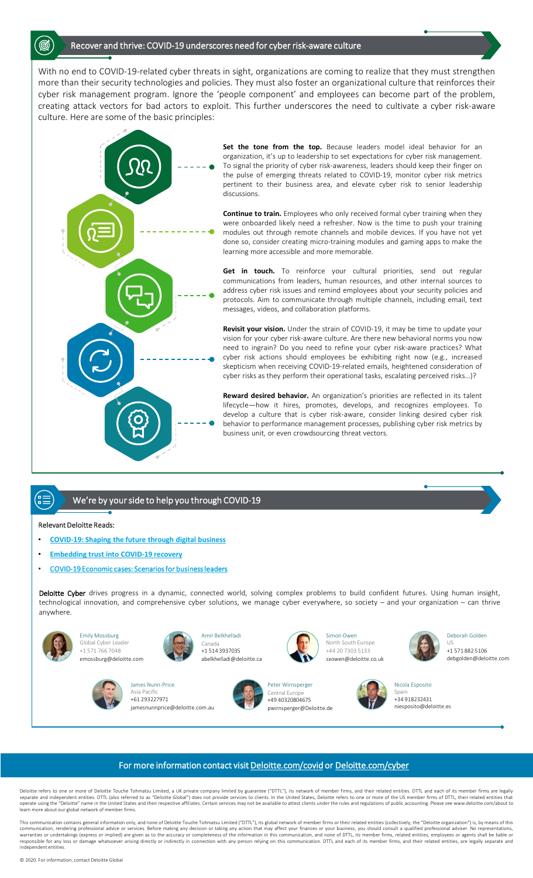## Recover and thrive: COVID-19 underscores need for cyber risk-aware culture

With no end to COVID-19-related cyber threats in sight, organizations are coming to realize that they must strengthen more than their security technologies and policies. They must also foster an organizational culture that reinforces their cyber risk management program. Ignore the 'people component' and employees can become part of the problem, creating attack vectors for bad actors to exploit. This further underscores the need to cultivate a cyber risk-aware culture. Here are some of the basic principles:

**Set the tone from the top.** Because leaders model ideal behavior for an organization, it's up to leadership to set expectations for cyber risk management. To signal the priority of cyber risk-awareness, leaders should keep their finger on the pulse of emerging threats related to COVID-19, monitor cyber risk metrics pertinent to their business area, and elevate cyber risk to senior leadership discussions.

**Continue to train.** Employees who only received formal cyber training when they were onboarded likely need a refresher. Now is the time to push your training modules out through remote channels and mobile devices. If you have not yet done so, consider creating micro-training modules and gaming apps to make the learning more accessible and more memorable.

**Get in touch.** To reinforce your cultural priorities, send out regular communications from leaders, human resources, and other internal sources to address cyber risk issues and remind employees about your security policies and protocols. Aim to communicate through multiple channels, including email, text messages, videos, and collaboration platforms.

**Revisit your vision.** Under the strain of COVID-19, it may be time to update your vision for your cyber risk-aware culture. Are there new behavioral norms you now need to ingrain? Do you need to refine your cyber risk-aware practices? What cyber risk actions should employees be exhibiting right now (e.g., increased skepticism when receiving COVID-19-related emails, heightened consideration of cyber risks as they perform their operational tasks, escalating perceived risks…)?

**Reward desired behavior.** An organization's priorities are reflected in its talent lifecycle—how it hires, promotes, develops, and recognizes employees. To develop a culture that is cyber risk-aware, consider linking desired cyber risk behavior to performance management processes, publishing cyber risk metrics by business unit, or even crowdsourcing threat vectors.

## We're by your side to help you through COVID-19

Relevant Deloitte Reads:

- **COVID-19: Shaping the future through digital business**
- **Embedding trust into COVID-19 recovery**
- COVID-19 Economic cases: Scenarios for business leaders

**Deloitte Cyber** drives progress in a dynamic, connected world, solving complex problems to build confident futures. Using human insight, technological innovation, and comprehensive cyber solutions, we manage cyber everywhere, so society – and your organization – can thrive anywhere.

Emily Mossburg
Global Cyber Leader
+1 571 766 7048
emossburg@deloitte.com

Amir Belkhelladi
Canada
+1 514 3937035
abelkhelladi@deloitte.ca

Simon Owen
North South Europe
+44 20 7303 5133
sxowen@deloitte.co.uk

Deborah Golden
US
+1 571 882 5106
debgolden@deloitte.com

James Nunn-Price
Asia Pacific
+61 293227971
jamesnunnprice@deloitte.com.au

Peter Wirnsperger
Central Europe
+49 40320804675
pwirnsperger@Deloitte.de

Nicola Esposito
Spain
+34 918232431
niesposito@deloitte.es

For more information contact visit Deloitte.com/covid or Deloitte.com/cyber

Deloitte refers to one or more of Deloitte Touche Tohmatsu Limited, a UK private company limited by guarantee ("DTTL"), its network of member firms, and their related entities. DTTL and each of its member firms are legally separate and independent entities. DTTL (also referred to as "Deloitte Global") does not provide services to clients. In the United States, Deloitte refers to one or more of the US member firms of DTTL, their related entities that operate using the "Deloitte" name in the United States and their respective affiliates. Certain services may not be available to attest clients under the rules and regulations of public accounting. Please see www.deloitte.com/about to learn more about our global network of member firms.

This communication contains general information only, and none of Deloitte Touche Tohmatsu Limited ("DTTL"), its global network of member firms or their related entities (collectively, the "Deloitte organization") is, by means of this communication, rendering professional advice or services. Before making any decision or taking any action that may affect your finances or your business, you should consult a qualified professional adviser. No representations, warranties or undertakings (express or implied) are given as to the accuracy or completeness of the information in this communication, and none of DTTL, its member firms, related entities, employees or agents shall be liable or responsible for any loss or damage whatsoever arising directly or indirectly in connection with any person relying on this communication. DTTL and each of its member firms, and their related entities, are legally separate and independent entities.

© 2020. For information, contact Deloitte Global